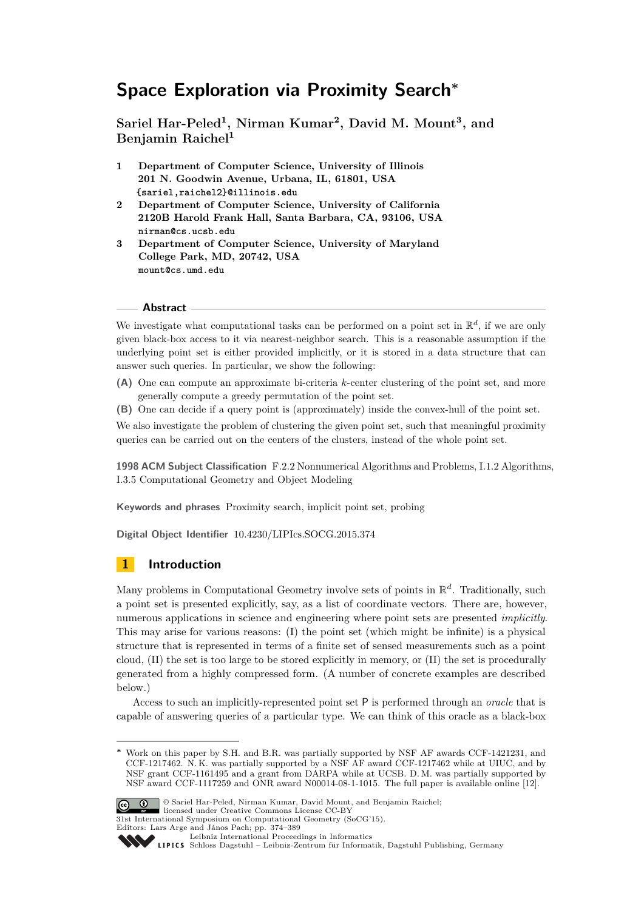# Space Exploration via Proximity Search*

**Sariel Har-Peled[1], Nirman Kumar[2], David M. Mount[3], and Benjamin Raichel[1]**

1. **Department of Computer Science, University of Illinois**
   **201 N. Goodwin Avenue, Urbana, IL, 61801, USA**
   {sariel,raichel2}@illinois.edu
2. **Department of Computer Science, University of California**
   **2120B Harold Frank Hall, Santa Barbara, CA, 93106, USA**
   nirman@cs.ucsb.edu
3. **Department of Computer Science, University of Maryland**
   **College Park, MD, 20742, USA**
   mount@cs.umd.edu

## Abstract

We investigate what computational tasks can be performed on a point set in $\mathbb{R}^d$, if we are only given black-box access to it via nearest-neighbor search. This is a reasonable assumption if the underlying point set is either provided implicitly, or it is stored in a data structure that can answer such queries. In particular, we show the following:

**(A)** One can compute an approximate bi-criteria $k$-center clustering of the point set, and more generally compute a greedy permutation of the point set.

**(B)** One can decide if a query point is (approximately) inside the convex-hull of the point set.

We also investigate the problem of clustering the given point set, such that meaningful proximity queries can be carried out on the centers of the clusters, instead of the whole point set.

**1998 ACM Subject Classification** F.2.2 Nonnumerical Algorithms and Problems, I.1.2 Algorithms, I.3.5 Computational Geometry and Object Modeling

**Keywords and phrases** Proximity search, implicit point set, probing

**Digital Object Identifier** 10.4230/LIPIcs.SOCG.2015.374

## 1 Introduction

Many problems in Computational Geometry involve sets of points in $\mathbb{R}^d$. Traditionally, such a point set is presented explicitly, say, as a list of coordinate vectors. There are, however, numerous applications in science and engineering where point sets are presented *implicitly*. This may arise for various reasons: (I) the point set (which might be infinite) is a physical structure that is represented in terms of a finite set of sensed measurements such as a point cloud, (II) the set is too large to be stored explicitly in memory, or (II) the set is procedurally generated from a highly compressed form. (A number of concrete examples are described below.)

Access to such an implicitly-represented point set P is performed through an *oracle* that is capable of answering queries of a particular type. We can think of this oracle as a black-box

---

* Work on this paper by S.H. and B.R. was partially supported by NSF AF awards CCF-1421231, and CCF-1217462. N. K. was partially supported by a NSF AF award CCF-1217462 while at UIUC, and by NSF grant CCF-1161495 and a grant from DARPA while at UCSB. D. M. was partially supported by NSF award CCF-1117259 and ONR award N00014-08-1-1015. The full paper is available online [12].

© Sariel Har-Peled, Nirman Kumar, David Mount, and Benjamin Raichel; licensed under Creative Commons License CC-BY
31st International Symposium on Computational Geometry (SoCG'15).
Editors: Lars Arge and János Pach; pp. 374–389
Leibniz International Proceedings in Informatics
Schloss Dagstuhl – Leibniz-Zentrum für Informatik, Dagstuhl Publishing, Germany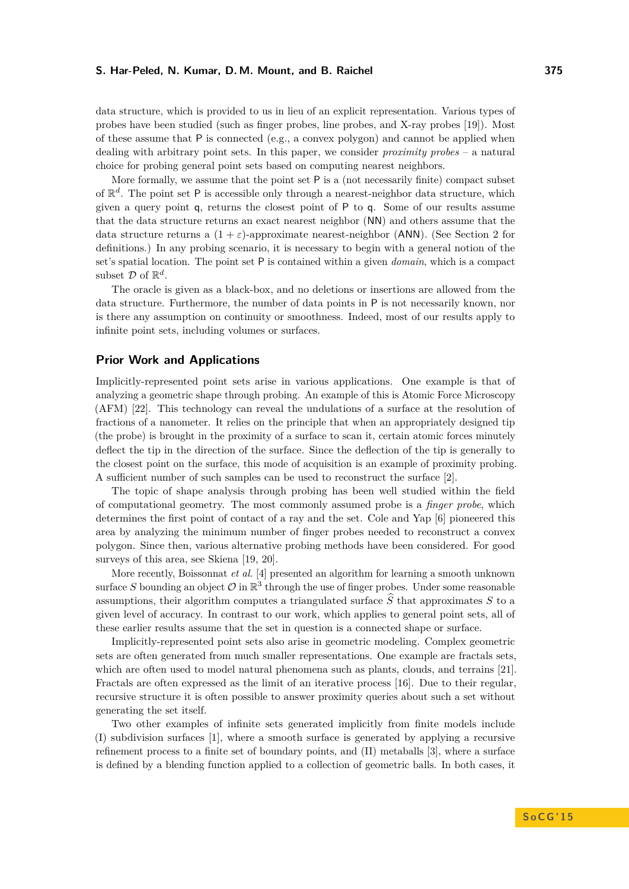data structure, which is provided to us in lieu of an explicit representation. Various types of probes have been studied (such as finger probes, line probes, and X-ray probes [19]). Most of these assume that $\mathsf{P}$ is connected (e.g., a convex polygon) and cannot be applied when dealing with arbitrary point sets. In this paper, we consider *proximity probes* – a natural choice for probing general point sets based on computing nearest neighbors.

More formally, we assume that the point set $\mathsf{P}$ is a (not necessarily finite) compact subset of $\mathbb{R}^d$. The point set $\mathsf{P}$ is accessible only through a nearest-neighbor data structure, which given a query point $\mathsf{q}$, returns the closest point of $\mathsf{P}$ to $\mathsf{q}$. Some of our results assume that the data structure returns an exact nearest neighbor (NN) and others assume that the data structure returns a $(1+\varepsilon)$-approximate nearest-neighbor (ANN). (See Section 2 for definitions.) In any probing scenario, it is necessary to begin with a general notion of the set's spatial location. The point set $\mathsf{P}$ is contained within a given *domain*, which is a compact subset $\mathcal{D}$ of $\mathbb{R}^d$.

The oracle is given as a black-box, and no deletions or insertions are allowed from the data structure. Furthermore, the number of data points in $\mathsf{P}$ is not necessarily known, nor is there any assumption on continuity or smoothness. Indeed, most of our results apply to infinite point sets, including volumes or surfaces.

## Prior Work and Applications

Implicitly-represented point sets arise in various applications. One example is that of analyzing a geometric shape through probing. An example of this is Atomic Force Microscopy (AFM) [22]. This technology can reveal the undulations of a surface at the resolution of fractions of a nanometer. It relies on the principle that when an appropriately designed tip (the probe) is brought in the proximity of a surface to scan it, certain atomic forces minutely deflect the tip in the direction of the surface. Since the deflection of the tip is generally to the closest point on the surface, this mode of acquisition is an example of proximity probing. A sufficient number of such samples can be used to reconstruct the surface [2].

The topic of shape analysis through probing has been well studied within the field of computational geometry. The most commonly assumed probe is a *finger probe*, which determines the first point of contact of a ray and the set. Cole and Yap [6] pioneered this area by analyzing the minimum number of finger probes needed to reconstruct a convex polygon. Since then, various alternative probing methods have been considered. For good surveys of this area, see Skiena [19, 20].

More recently, Boissonnat *et al.* [4] presented an algorithm for learning a smooth unknown surface $S$ bounding an object $\mathcal{O}$ in $\mathbb{R}^3$ through the use of finger probes. Under some reasonable assumptions, their algorithm computes a triangulated surface $\widehat{S}$ that approximates $S$ to a given level of accuracy. In contrast to our work, which applies to general point sets, all of these earlier results assume that the set in question is a connected shape or surface.

Implicitly-represented point sets also arise in geometric modeling. Complex geometric sets are often generated from much smaller representations. One example are fractals sets, which are often used to model natural phenomena such as plants, clouds, and terrains [21]. Fractals are often expressed as the limit of an iterative process [16]. Due to their regular, recursive structure it is often possible to answer proximity queries about such a set without generating the set itself.

Two other examples of infinite sets generated implicitly from finite models include (I) subdivision surfaces [1], where a smooth surface is generated by applying a recursive refinement process to a finite set of boundary points, and (II) metaballs [3], where a surface is defined by a blending function applied to a collection of geometric balls. In both cases, it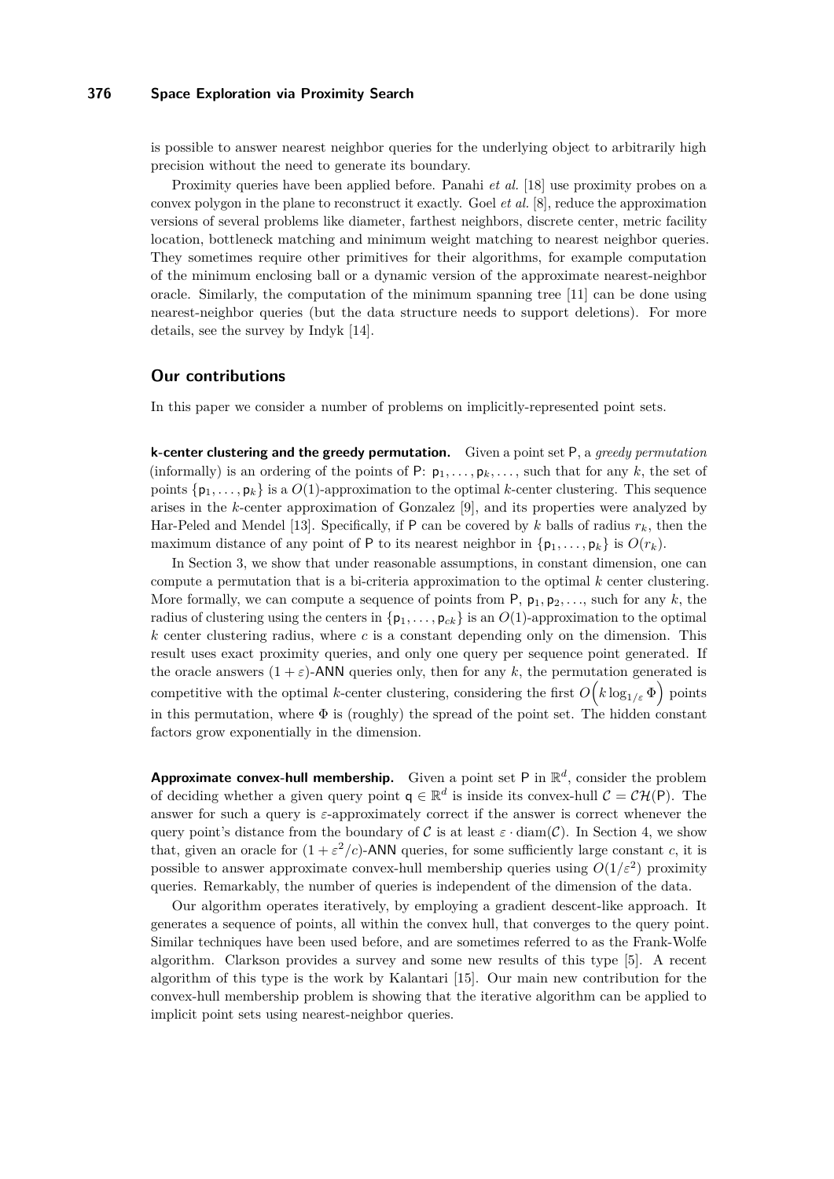is possible to answer nearest neighbor queries for the underlying object to arbitrarily high precision without the need to generate its boundary.

Proximity queries have been applied before. Panahi *et al.* [18] use proximity probes on a convex polygon in the plane to reconstruct it exactly. Goel *et al.* [8], reduce the approximation versions of several problems like diameter, farthest neighbors, discrete center, metric facility location, bottleneck matching and minimum weight matching to nearest neighbor queries. They sometimes require other primitives for their algorithms, for example computation of the minimum enclosing ball or a dynamic version of the approximate nearest-neighbor oracle. Similarly, the computation of the minimum spanning tree [11] can be done using nearest-neighbor queries (but the data structure needs to support deletions). For more details, see the survey by Indyk [14].

## Our contributions

In this paper we consider a number of problems on implicitly-represented point sets.

**k-center clustering and the greedy permutation.** Given a point set $\mathsf{P}$, a *greedy permutation* (informally) is an ordering of the points of $\mathsf{P}$: $\mathsf{p}_1, \ldots, \mathsf{p}_k, \ldots$, such that for any $k$, the set of points $\{\mathsf{p}_1, \ldots, \mathsf{p}_k\}$ is a $O(1)$-approximation to the optimal $k$-center clustering. This sequence arises in the $k$-center approximation of Gonzalez [9], and its properties were analyzed by Har-Peled and Mendel [13]. Specifically, if $\mathsf{P}$ can be covered by $k$ balls of radius $r_k$, then the maximum distance of any point of $\mathsf{P}$ to its nearest neighbor in $\{\mathsf{p}_1, \ldots, \mathsf{p}_k\}$ is $O(r_k)$.

In Section 3, we show that under reasonable assumptions, in constant dimension, one can compute a permutation that is a bi-criteria approximation to the optimal $k$ center clustering. More formally, we can compute a sequence of points from $\mathsf{P}$, $\mathsf{p}_1, \mathsf{p}_2, \ldots$, such that for any $k$, the radius of clustering using the centers in $\{\mathsf{p}_1, \ldots, \mathsf{p}_{ck}\}$ is an $O(1)$-approximation to the optimal $k$ center clustering radius, where $c$ is a constant depending only on the dimension. This result uses exact proximity queries, and only one query per sequence point generated. If the oracle answers $(1+\varepsilon)$-ANN queries only, then for any $k$, the permutation generated is competitive with the optimal $k$-center clustering, considering the first $O\Big(k \log_{1/\varepsilon} \Phi\Big)$ points in this permutation, where $\Phi$ is (roughly) the spread of the point set. The hidden constant factors grow exponentially in the dimension.

**Approximate convex-hull membership.** Given a point set $\mathsf{P}$ in $\mathbb{R}^d$, consider the problem of deciding whether a given query point $\mathsf{q} \in \mathbb{R}^d$ is inside its convex-hull $\mathcal{C} = \mathcal{CH}(\mathsf{P})$. The answer for such a query is $\varepsilon$-approximately correct if the answer is correct whenever the query point's distance from the boundary of $\mathcal{C}$ is at least $\varepsilon \cdot \mathrm{diam}(\mathcal{C})$. In Section 4, we show that, given an oracle for $(1 + \varepsilon^2/c)$-ANN queries, for some sufficiently large constant $c$, it is possible to answer approximate convex-hull membership queries using $O(1/\varepsilon^2)$ proximity queries. Remarkably, the number of queries is independent of the dimension of the data.

Our algorithm operates iteratively, by employing a gradient descent-like approach. It generates a sequence of points, all within the convex hull, that converges to the query point. Similar techniques have been used before, and are sometimes referred to as the Frank-Wolfe algorithm. Clarkson provides a survey and some new results of this type [5]. A recent algorithm of this type is the work by Kalantari [15]. Our main new contribution for the convex-hull membership problem is showing that the iterative algorithm can be applied to implicit point sets using nearest-neighbor queries.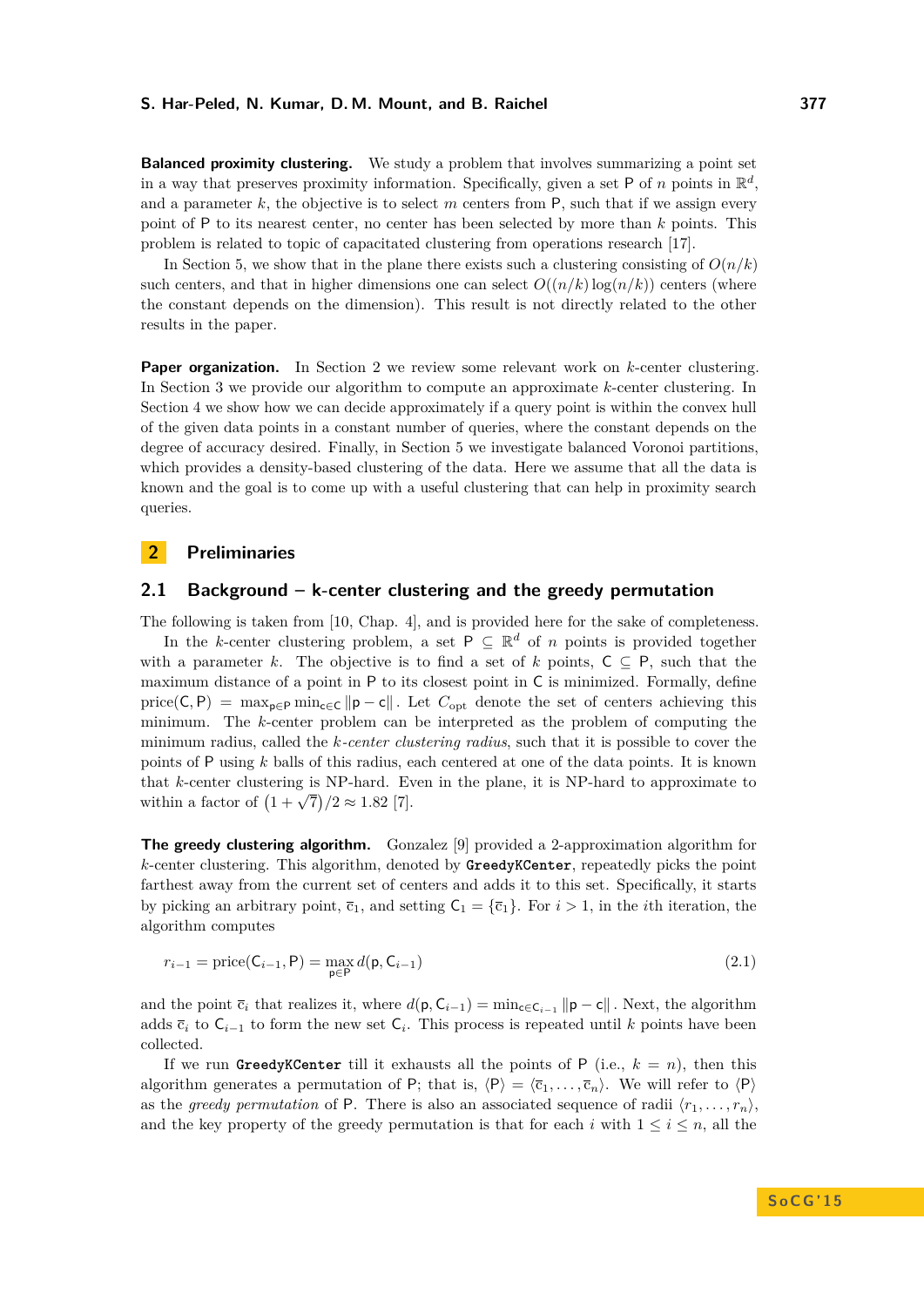**Balanced proximity clustering.** We study a problem that involves summarizing a point set in a way that preserves proximity information. Specifically, given a set $\mathsf{P}$ of $n$ points in $\mathbb{R}^d$, and a parameter $k$, the objective is to select $m$ centers from $\mathsf{P}$, such that if we assign every point of $\mathsf{P}$ to its nearest center, no center has been selected by more than $k$ points. This problem is related to topic of capacitated clustering from operations research [17].

In Section 5, we show that in the plane there exists such a clustering consisting of $O(n/k)$ such centers, and that in higher dimensions one can select $O((n/k)\log(n/k))$ centers (where the constant depends on the dimension). This result is not directly related to the other results in the paper.

**Paper organization.** In Section 2 we review some relevant work on $k$-center clustering. In Section 3 we provide our algorithm to compute an approximate $k$-center clustering. In Section 4 we show how we can decide approximately if a query point is within the convex hull of the given data points in a constant number of queries, where the constant depends on the degree of accuracy desired. Finally, in Section 5 we investigate balanced Voronoi partitions, which provides a density-based clustering of the data. Here we assume that all the data is known and the goal is to come up with a useful clustering that can help in proximity search queries.

## 2 Preliminaries

### 2.1 Background – k-center clustering and the greedy permutation

The following is taken from [10, Chap. 4], and is provided here for the sake of completeness.

In the $k$-center clustering problem, a set $\mathsf{P} \subseteq \mathbb{R}^d$ of $n$ points is provided together with a parameter $k$. The objective is to find a set of $k$ points, $\mathsf{C} \subseteq \mathsf{P}$, such that the maximum distance of a point in $\mathsf{P}$ to its closest point in $\mathsf{C}$ is minimized. Formally, define $\mathrm{price}(\mathsf{C}, \mathsf{P}) = \max_{\mathsf{p}\in\mathsf{P}} \min_{\mathsf{c}\in\mathsf{C}} \|\mathsf{p} - \mathsf{c}\|$. Let $C_{\mathrm{opt}}$ denote the set of centers achieving this minimum. The $k$-center problem can be interpreted as the problem of computing the minimum radius, called the *$k$-center clustering radius*, such that it is possible to cover the points of $\mathsf{P}$ using $k$ balls of this radius, each centered at one of the data points. It is known that $k$-center clustering is NP-hard. Even in the plane, it is NP-hard to approximate to within a factor of $\left(1 + \sqrt{7}\right)/2 \approx 1.82$ [7].

**The greedy clustering algorithm.** Gonzalez [9] provided a 2-approximation algorithm for $k$-center clustering. This algorithm, denoted by `GreedyKCenter`, repeatedly picks the point farthest away from the current set of centers and adds it to this set. Specifically, it starts by picking an arbitrary point, $\overline{\mathsf{c}}_1$, and setting $\mathsf{C}_1 = \{\overline{\mathsf{c}}_1\}$. For $i > 1$, in the $i$th iteration, the algorithm computes

$$r_{i-1} = \mathrm{price}(\mathsf{C}_{i-1}, \mathsf{P}) = \max_{\mathsf{p}\in\mathsf{P}} d(\mathsf{p}, \mathsf{C}_{i-1}) \tag{2.1}$$

and the point $\overline{\mathsf{c}}_i$ that realizes it, where $d(\mathsf{p}, \mathsf{C}_{i-1}) = \min_{\mathsf{c}\in\mathsf{C}_{i-1}} \|\mathsf{p} - \mathsf{c}\|$. Next, the algorithm adds $\overline{\mathsf{c}}_i$ to $\mathsf{C}_{i-1}$ to form the new set $\mathsf{C}_i$. This process is repeated until $k$ points have been collected.

If we run `GreedyKCenter` till it exhausts all the points of $\mathsf{P}$ (i.e., $k = n$), then this algorithm generates a permutation of $\mathsf{P}$; that is, $\langle \mathsf{P} \rangle = \langle \overline{\mathsf{c}}_1, \ldots, \overline{\mathsf{c}}_n \rangle$. We will refer to $\langle \mathsf{P} \rangle$ as the *greedy permutation* of $\mathsf{P}$. There is also an associated sequence of radii $\langle r_1, \ldots, r_n \rangle$, and the key property of the greedy permutation is that for each $i$ with $1 \le i \le n$, all the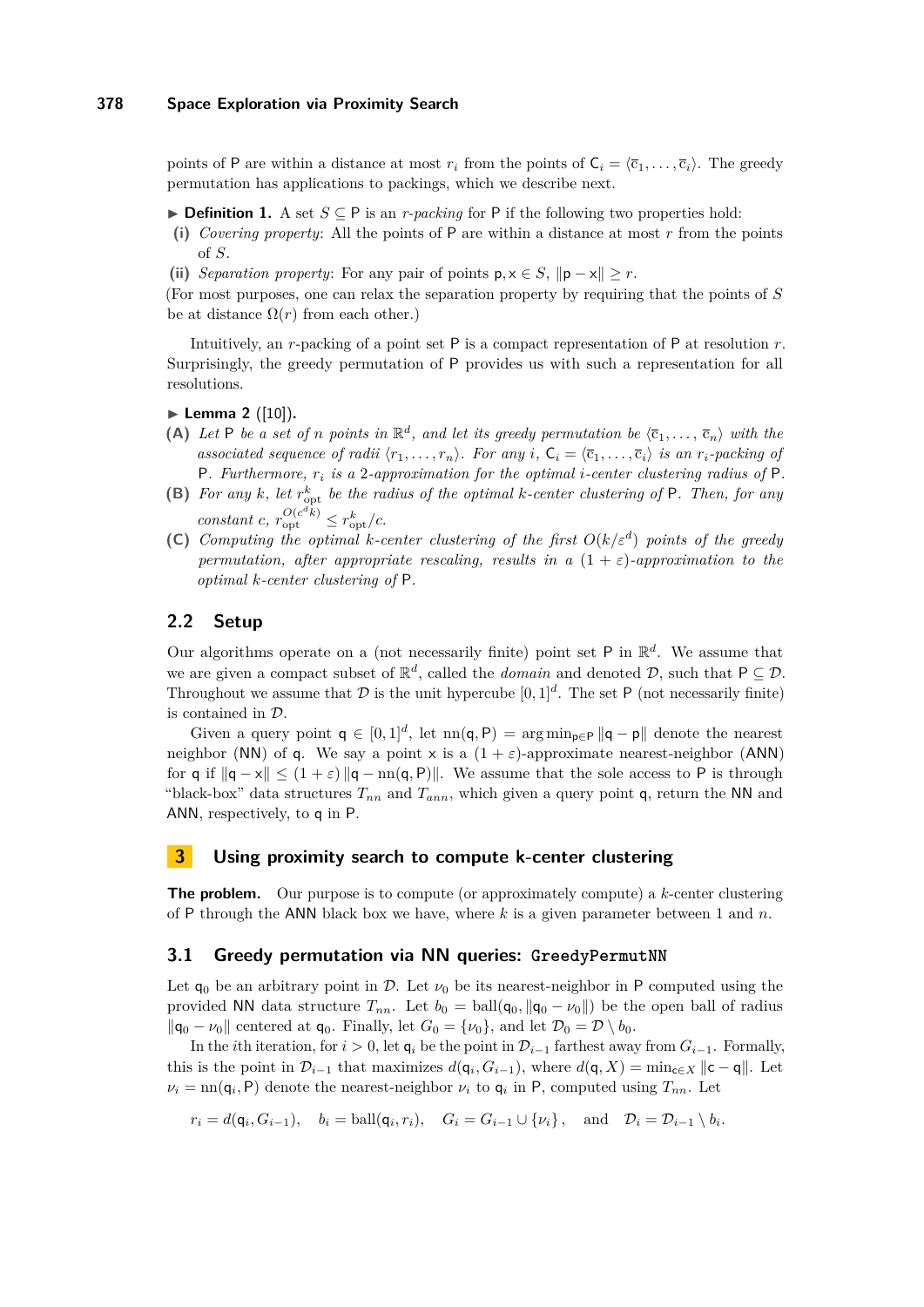points of $\mathsf{P}$ are within a distance at most $r_i$ from the points of $\mathsf{C}_i = \langle \overline{c}_1, \ldots, \overline{c}_i \rangle$. The greedy permutation has applications to packings, which we describe next.

▶ **Definition 1.** A set $S \subseteq \mathsf{P}$ is an *r-packing* for $\mathsf{P}$ if the following two properties hold:

**(i)** *Covering property*: All the points of $\mathsf{P}$ are within a distance at most $r$ from the points of $S$.

**(ii)** *Separation property*: For any pair of points $\mathsf{p}, \mathsf{x} \in S$, $\|\mathsf{p} - \mathsf{x}\| \geq r$.

(For most purposes, one can relax the separation property by requiring that the points of $S$ be at distance $\Omega(r)$ from each other.)

Intuitively, an $r$-packing of a point set $\mathsf{P}$ is a compact representation of $\mathsf{P}$ at resolution $r$. Surprisingly, the greedy permutation of $\mathsf{P}$ provides us with such a representation for all resolutions.

▶ **Lemma 2** ([10]).

**(A)** *Let $\mathsf{P}$ be a set of $n$ points in $\mathbb{R}^d$, and let its greedy permutation be $\langle \overline{c}_1, \ldots, \overline{c}_n \rangle$ with the associated sequence of radii $\langle r_1, \ldots, r_n \rangle$. For any $i$, $\mathsf{C}_i = \langle \overline{c}_1, \ldots, \overline{c}_i \rangle$ is an $r_i$-packing of $\mathsf{P}$. Furthermore, $r_i$ is a 2-approximation for the optimal $i$-center clustering radius of $\mathsf{P}$.*

**(B)** *For any $k$, let $r^k_{\text{opt}}$ be the radius of the optimal $k$-center clustering of $\mathsf{P}$. Then, for any constant $c$, $r^{O(c^d k)}_{\text{opt}} \leq r^k_{\text{opt}}/c$.*

**(C)** *Computing the optimal $k$-center clustering of the first $O(k/\varepsilon^d)$ points of the greedy permutation, after appropriate rescaling, results in a $(1 + \varepsilon)$-approximation to the optimal $k$-center clustering of $\mathsf{P}$.*

## 2.2 Setup

Our algorithms operate on a (not necessarily finite) point set $\mathsf{P}$ in $\mathbb{R}^d$. We assume that we are given a compact subset of $\mathbb{R}^d$, called the *domain* and denoted $\mathcal{D}$, such that $\mathsf{P} \subseteq \mathcal{D}$. Throughout we assume that $\mathcal{D}$ is the unit hypercube $[0,1]^d$. The set $\mathsf{P}$ (not necessarily finite) is contained in $\mathcal{D}$.

Given a query point $\mathsf{q} \in [0,1]^d$, let $\text{nn}(\mathsf{q}, \mathsf{P}) = \arg\min_{\mathsf{p} \in \mathsf{P}} \|\mathsf{q} - \mathsf{p}\|$ denote the nearest neighbor (NN) of $\mathsf{q}$. We say a point $\mathsf{x}$ is a $(1+\varepsilon)$-approximate nearest-neighbor (ANN) for $\mathsf{q}$ if $\|\mathsf{q} - \mathsf{x}\| \leq (1+\varepsilon) \|\mathsf{q} - \text{nn}(\mathsf{q}, \mathsf{P})\|$. We assume that the sole access to $\mathsf{P}$ is through "black-box" data structures $T_{nn}$ and $T_{ann}$, which given a query point $\mathsf{q}$, return the NN and ANN, respectively, to $\mathsf{q}$ in $\mathsf{P}$.

# 3 Using proximity search to compute k-center clustering

**The problem.** Our purpose is to compute (or approximately compute) a $k$-center clustering of $\mathsf{P}$ through the ANN black box we have, where $k$ is a given parameter between 1 and $n$.

## 3.1 Greedy permutation via NN queries: `GreedyPermutNN`

Let $\mathsf{q}_0$ be an arbitrary point in $\mathcal{D}$. Let $\nu_0$ be its nearest-neighbor in $\mathsf{P}$ computed using the provided NN data structure $T_{nn}$. Let $b_0 = \text{ball}(\mathsf{q}_0, \|\mathsf{q}_0 - \nu_0\|)$ be the open ball of radius $\|\mathsf{q}_0 - \nu_0\|$ centered at $\mathsf{q}_0$. Finally, let $G_0 = \{\nu_0\}$, and let $\mathcal{D}_0 = \mathcal{D} \setminus b_0$.

In the $i$th iteration, for $i > 0$, let $\mathsf{q}_i$ be the point in $\mathcal{D}_{i-1}$ farthest away from $G_{i-1}$. Formally, this is the point in $\mathcal{D}_{i-1}$ that maximizes $d(\mathsf{q}_i, G_{i-1})$, where $d(\mathsf{q}, X) = \min_{\mathsf{c} \in X} \|\mathsf{c} - \mathsf{q}\|$. Let $\nu_i = \text{nn}(\mathsf{q}_i, \mathsf{P})$ denote the nearest-neighbor $\nu_i$ to $\mathsf{q}_i$ in $\mathsf{P}$, computed using $T_{nn}$. Let

$$r_i = d(\mathsf{q}_i, G_{i-1}), \quad b_i = \text{ball}(\mathsf{q}_i, r_i), \quad G_i = G_{i-1} \cup \{\nu_i\}, \quad \text{and} \quad \mathcal{D}_i = \mathcal{D}_{i-1} \setminus b_i.$$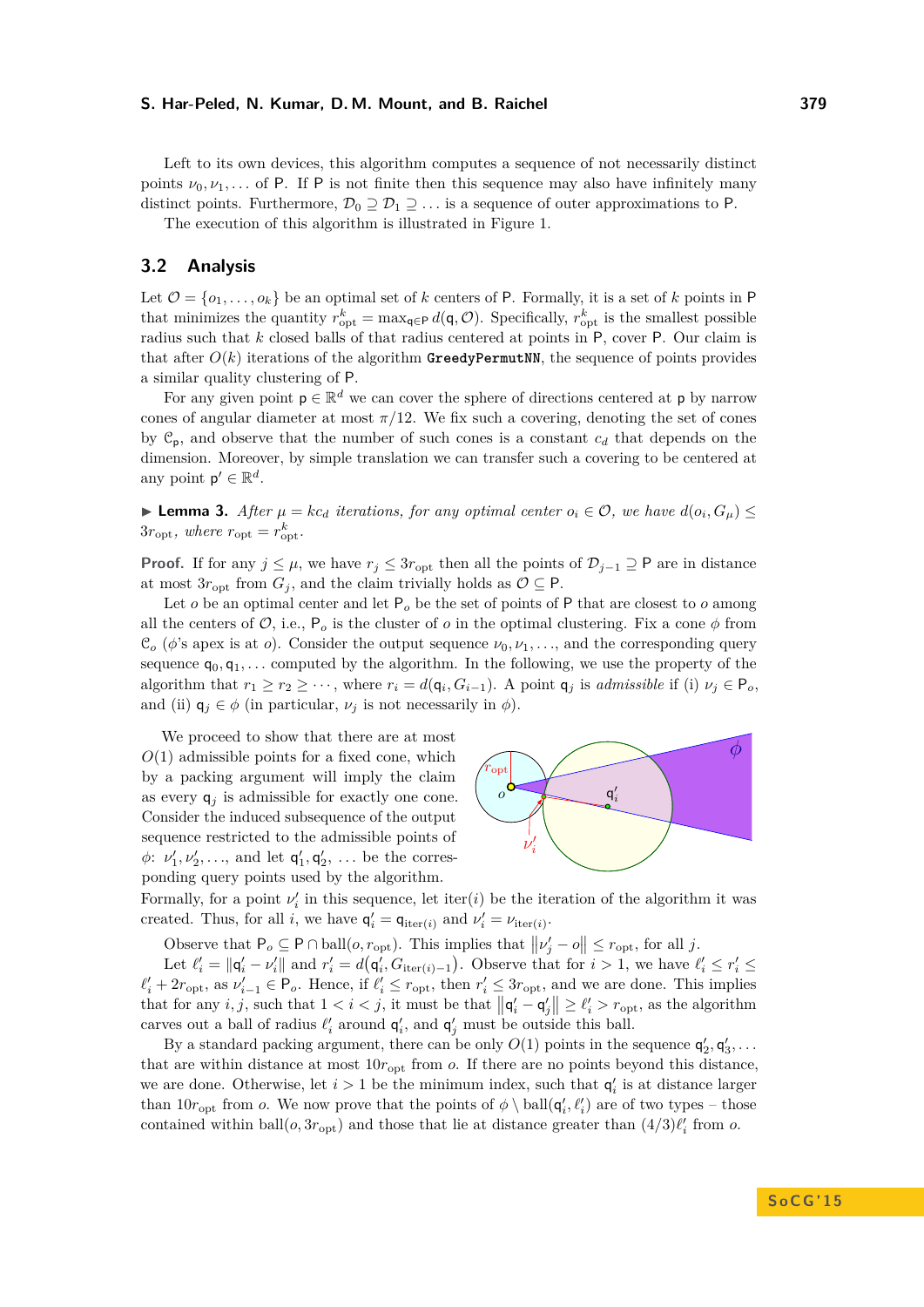Left to its own devices, this algorithm computes a sequence of not necessarily distinct points $\nu_0, \nu_1, \ldots$ of $\mathsf{P}$. If $\mathsf{P}$ is not finite then this sequence may also have infinitely many distinct points. Furthermore, $\mathcal{D}_0 \supseteq \mathcal{D}_1 \supseteq \ldots$ is a sequence of outer approximations to $\mathsf{P}$.

The execution of this algorithm is illustrated in Figure 1.

## 3.2 Analysis

Let $\mathcal{O} = \{o_1, \ldots, o_k\}$ be an optimal set of $k$ centers of $\mathsf{P}$. Formally, it is a set of $k$ points in $\mathsf{P}$ that minimizes the quantity $r^k_{\text{opt}} = \max_{\mathsf{q} \in \mathsf{P}} d(\mathsf{q}, \mathcal{O})$. Specifically, $r^k_{\text{opt}}$ is the smallest possible radius such that $k$ closed balls of that radius centered at points in $\mathsf{P}$, cover $\mathsf{P}$. Our claim is that after $O(k)$ iterations of the algorithm **GreedyPermutNN**, the sequence of points provides a similar quality clustering of $\mathsf{P}$.

For any given point $\mathsf{p} \in \mathbb{R}^d$ we can cover the sphere of directions centered at $\mathsf{p}$ by narrow cones of angular diameter at most $\pi/12$. We fix such a covering, denoting the set of cones by $\mathcal{C}_{\mathsf{p}}$, and observe that the number of such cones is a constant $c_d$ that depends on the dimension. Moreover, by simple translation we can transfer such a covering to be centered at any point $\mathsf{p}' \in \mathbb{R}^d$.

▶ **Lemma 3.** *After $\mu = kc_d$ iterations, for any optimal center $o_i \in \mathcal{O}$, we have $d(o_i, G_\mu) \leq 3r_{\text{opt}}$, where $r_{\text{opt}} = r^k_{\text{opt}}$.*

**Proof.** If for any $j \leq \mu$, we have $r_j \leq 3r_{\text{opt}}$ then all the points of $\mathcal{D}_{j-1} \supseteq \mathsf{P}$ are in distance at most $3r_{\text{opt}}$ from $G_j$, and the claim trivially holds as $\mathcal{O} \subseteq \mathsf{P}$.

Let $o$ be an optimal center and let $\mathsf{P}_o$ be the set of points of $\mathsf{P}$ that are closest to $o$ among all the centers of $\mathcal{O}$, i.e., $\mathsf{P}_o$ is the cluster of $o$ in the optimal clustering. Fix a cone $\phi$ from $\mathcal{C}_o$ ($\phi$'s apex is at $o$). Consider the output sequence $\nu_0, \nu_1, \ldots$, and the corresponding query sequence $\mathsf{q}_0, \mathsf{q}_1, \ldots$ computed by the algorithm. In the following, we use the property of the algorithm that $r_1 \geq r_2 \geq \cdots$, where $r_i = d(\mathsf{q}_i, G_{i-1})$. A point $\mathsf{q}_j$ is *admissible* if (i) $\nu_j \in \mathsf{P}_o$, and (ii) $\mathsf{q}_j \in \phi$ (in particular, $\nu_j$ is not necessarily in $\phi$).

We proceed to show that there are at most $O(1)$ admissible points for a fixed cone, which by a packing argument will imply the claim as every $\mathsf{q}_j$ is admissible for exactly one cone. Consider the induced subsequence of the output sequence restricted to the admissible points of $\phi$: $\nu'_1, \nu'_2, \ldots$, and let $\mathsf{q}'_1, \mathsf{q}'_2, \ldots$ be the corresponding query points used by the algorithm. Formally, for a point $\nu'_i$ in this sequence, let $\text{iter}(i)$ be the iteration of the algorithm it was created. Thus, for all $i$, we have $\mathsf{q}'_i = \mathsf{q}_{\text{iter}(i)}$ and $\nu'_i = \nu_{\text{iter}(i)}$.

Observe that $\mathsf{P}_o \subseteq \mathsf{P} \cap \text{ball}(o, r_{\text{opt}})$. This implies that $\|\nu'_j - o\| \leq r_{\text{opt}}$, for all $j$.

Let $\ell'_i = \|\mathsf{q}'_i - \nu'_i\|$ and $r'_i = d\big(\mathsf{q}'_i, G_{\text{iter}(i)-1}\big)$. Observe that for $i > 1$, we have $\ell'_i \leq r'_i \leq \ell'_i + 2r_{\text{opt}}$, as $\nu'_{i-1} \in \mathsf{P}_o$. Hence, if $\ell'_i \leq r_{\text{opt}}$, then $r'_i \leq 3r_{\text{opt}}$, and we are done. This implies that for any $i, j$, such that $1 < i < j$, it must be that $\|\mathsf{q}'_i - \mathsf{q}'_j\| \geq \ell'_i > r_{\text{opt}}$, as the algorithm carves out a ball of radius $\ell'_i$ around $\mathsf{q}'_i$, and $\mathsf{q}'_j$ must be outside this ball.

By a standard packing argument, there can be only $O(1)$ points in the sequence $\mathsf{q}'_2, \mathsf{q}'_3, \ldots$ that are within distance at most $10r_{\text{opt}}$ from $o$. If there are no points beyond this distance, we are done. Otherwise, let $i > 1$ be the minimum index, such that $\mathsf{q}'_i$ is at distance larger than $10r_{\text{opt}}$ from $o$. We now prove that the points of $\phi \setminus \text{ball}(\mathsf{q}'_i, \ell'_i)$ are of two types – those contained within $\text{ball}(o, 3r_{\text{opt}})$ and those that lie at distance greater than $(4/3)\ell'_i$ from $o$.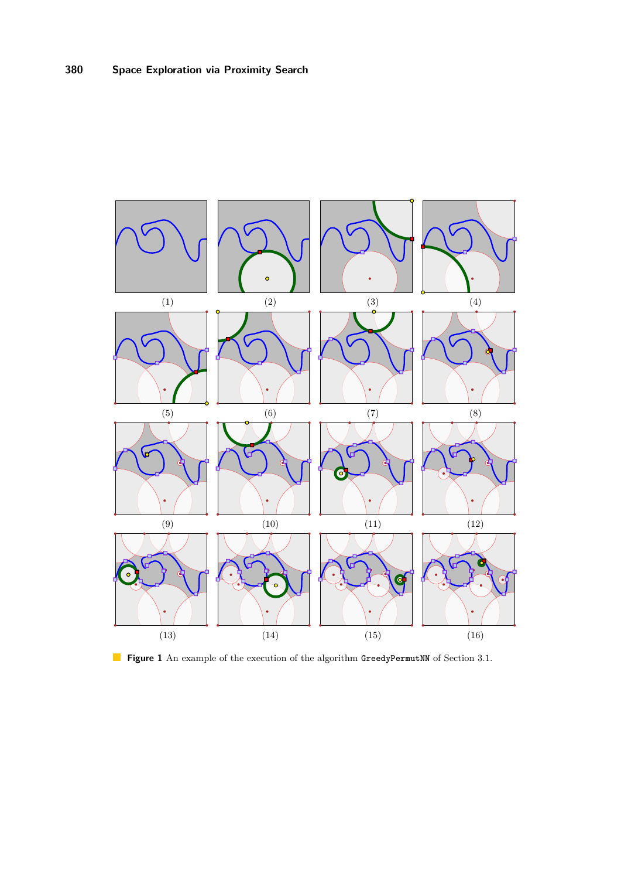(1) (2) (3) (4)

(5) (6) (7) (8)

(9) (10) (11) (12)

(13) (14) (15) (16)

**Figure 1** An example of the execution of the algorithm `GreedyPermutNN` of Section 3.1.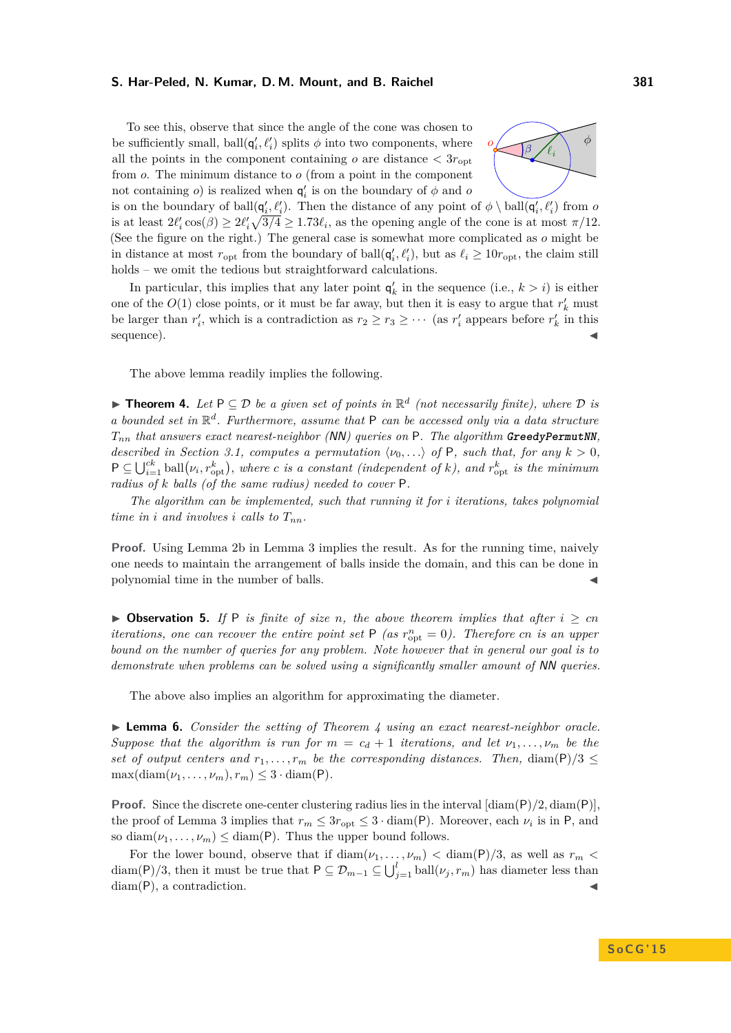To see this, observe that since the angle of the cone was chosen to be sufficiently small, $\text{ball}(\mathsf{q}'_i, \ell'_i)$ splits $\phi$ into two components, where all the points in the component containing $o$ are distance $< 3r_{\text{opt}}$ from $o$. The minimum distance to $o$ (from a point in the component not containing $o$) is realized when $\mathsf{q}'_i$ is on the boundary of $\phi$ and $o$ is on the boundary of $\text{ball}(\mathsf{q}'_i, \ell'_i)$. Then the distance of any point of $\phi \setminus \text{ball}(\mathsf{q}'_i, \ell'_i)$ from $o$ is at least $2\ell'_i \cos(\beta) \geq 2\ell'_i\sqrt{3/4} \geq 1.73\ell_i$, as the opening angle of the cone is at most $\pi/12$. (See the figure on the right.) The general case is somewhat more complicated as $o$ might be in distance at most $r_{\text{opt}}$ from the boundary of $\text{ball}(\mathsf{q}'_i, \ell'_i)$, but as $\ell_i \geq 10r_{\text{opt}}$, the claim still holds – we omit the tedious but straightforward calculations.

In particular, this implies that any later point $\mathsf{q}'_k$ in the sequence (i.e., $k > i$) is either one of the $O(1)$ close points, or it must be far away, but then it is easy to argue that $r'_k$ must be larger than $r'_i$, which is a contradiction as $r_2 \geq r_3 \geq \cdots$ (as $r'_i$ appears before $r'_k$ in this sequence). ◀

The above lemma readily implies the following.

▶ **Theorem 4.** *Let $\mathsf{P} \subseteq \mathcal{D}$ be a given set of points in $\mathbb{R}^d$ (not necessarily finite), where $\mathcal{D}$ is a bounded set in $\mathbb{R}^d$. Furthermore, assume that $\mathsf{P}$ can be accessed only via a data structure $T_{nn}$ that answers exact nearest-neighbor (NN) queries on $\mathsf{P}$. The algorithm **GreedyPermutNN**, described in Section 3.1, computes a permutation $\langle \nu_0, \ldots \rangle$ of $\mathsf{P}$, such that, for any $k > 0$, $\mathsf{P} \subseteq \bigcup_{i=1}^{ck} \text{ball}(\nu_i, r^k_{\text{opt}})$, where $c$ is a constant (independent of $k$), and $r^k_{\text{opt}}$ is the minimum radius of $k$ balls (of the same radius) needed to cover $\mathsf{P}$.*

*The algorithm can be implemented, such that running it for $i$ iterations, takes polynomial time in $i$ and involves $i$ calls to $T_{nn}$.*

**Proof.** Using Lemma 2b in Lemma 3 implies the result. As for the running time, naively one needs to maintain the arrangement of balls inside the domain, and this can be done in polynomial time in the number of balls. ◀

▶ **Observation 5.** *If $\mathsf{P}$ is finite of size $n$, the above theorem implies that after $i \geq cn$ iterations, one can recover the entire point set $\mathsf{P}$ (as $r^n_{\text{opt}} = 0$). Therefore $cn$ is an upper bound on the number of queries for any problem. Note however that in general our goal is to demonstrate when problems can be solved using a significantly smaller amount of NN queries.*

The above also implies an algorithm for approximating the diameter.

▶ **Lemma 6.** *Consider the setting of Theorem 4 using an exact nearest-neighbor oracle. Suppose that the algorithm is run for $m = c_d + 1$ iterations, and let $\nu_1, \ldots, \nu_m$ be the set of output centers and $r_1, \ldots, r_m$ be the corresponding distances. Then, $\text{diam}(\mathsf{P})/3 \leq \max(\text{diam}(\nu_1, \ldots, \nu_m), r_m) \leq 3 \cdot \text{diam}(\mathsf{P})$.*

**Proof.** Since the discrete one-center clustering radius lies in the interval $[\text{diam}(\mathsf{P})/2, \text{diam}(\mathsf{P})]$, the proof of Lemma 3 implies that $r_m \leq 3r_{\text{opt}} \leq 3 \cdot \text{diam}(\mathsf{P})$. Moreover, each $\nu_i$ is in $\mathsf{P}$, and so $\text{diam}(\nu_1, \ldots, \nu_m) \leq \text{diam}(\mathsf{P})$. Thus the upper bound follows.

For the lower bound, observe that if $\text{diam}(\nu_1, \ldots, \nu_m) < \text{diam}(\mathsf{P})/3$, as well as $r_m < \text{diam}(\mathsf{P})/3$, then it must be true that $\mathsf{P} \subseteq \mathcal{D}_{m-1} \subseteq \bigcup_{j=1}^{l} \text{ball}(\nu_j, r_m)$ has diameter less than $\text{diam}(\mathsf{P})$, a contradiction. ◀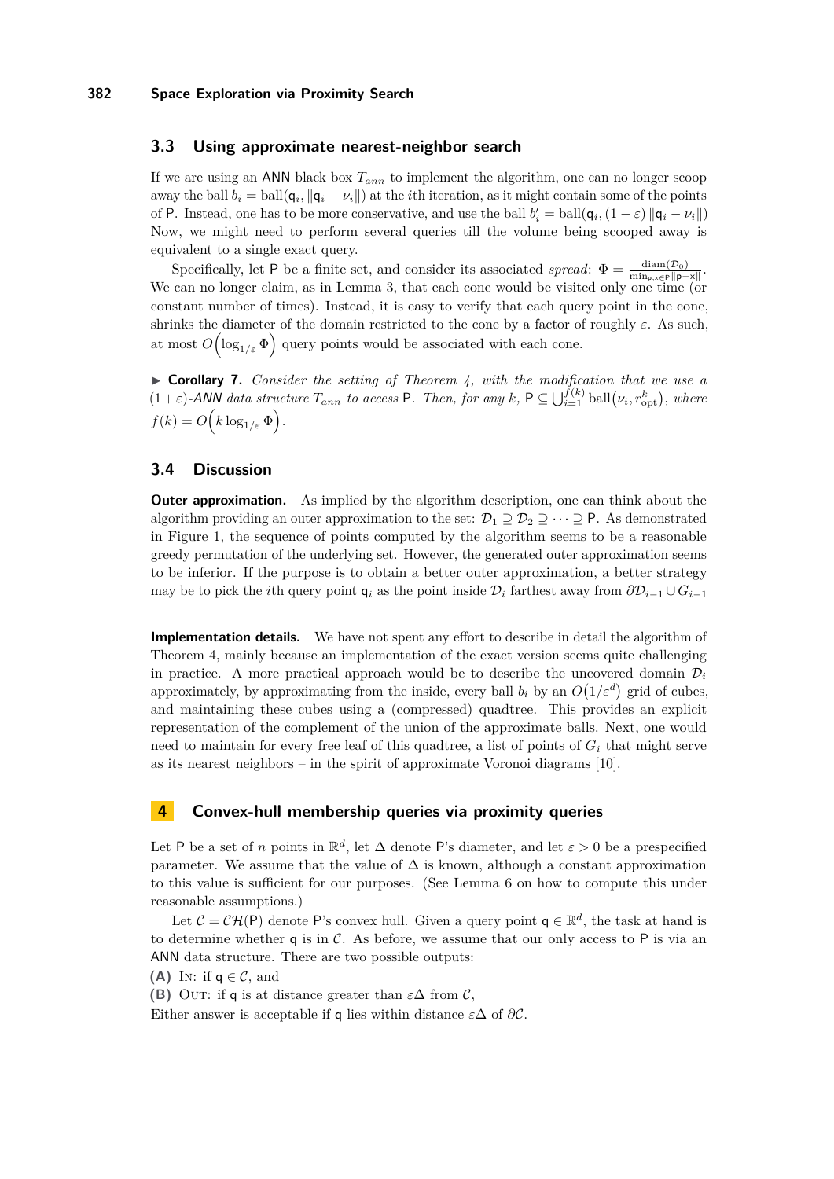### 3.3 Using approximate nearest-neighbor search

If we are using an ANN black box $T_{ann}$ to implement the algorithm, one can no longer scoop away the ball $b_i = \text{ball}(\mathsf{q}_i, \|\mathsf{q}_i - \nu_i\|)$ at the $i$th iteration, as it might contain some of the points of P. Instead, one has to be more conservative, and use the ball $b'_i = \text{ball}(\mathsf{q}_i, (1-\varepsilon)\|\mathsf{q}_i - \nu_i\|)$ Now, we might need to perform several queries till the volume being scooped away is equivalent to a single exact query.

Specifically, let P be a finite set, and consider its associated *spread*: $\Phi = \frac{\text{diam}(\mathcal{D}_0)}{\min_{\mathsf{p},\mathsf{x}\in\mathsf{P}}\|\mathsf{p}-\mathsf{x}\|}$. We can no longer claim, as in Lemma 3, that each cone would be visited only one time (or constant number of times). Instead, it is easy to verify that each query point in the cone, shrinks the diameter of the domain restricted to the cone by a factor of roughly $\varepsilon$. As such, at most $O\left(\log_{1/\varepsilon} \Phi\right)$ query points would be associated with each cone.

▶ **Corollary 7.** *Consider the setting of Theorem 4, with the modification that we use a $(1+\varepsilon)$-ANN data structure $T_{ann}$ to access* P*. Then, for any $k$, $\mathsf{P} \subseteq \bigcup_{i=1}^{f(k)} \text{ball}(\nu_i, r_{\text{opt}}^k)$, where $f(k) = O\left(k \log_{1/\varepsilon} \Phi\right)$.*

### 3.4 Discussion

**Outer approximation.** As implied by the algorithm description, one can think about the algorithm providing an outer approximation to the set: $\mathcal{D}_1 \supseteq \mathcal{D}_2 \supseteq \cdots \supseteq \mathsf{P}$. As demonstrated in Figure 1, the sequence of points computed by the algorithm seems to be a reasonable greedy permutation of the underlying set. However, the generated outer approximation seems to be inferior. If the purpose is to obtain a better outer approximation, a better strategy may be to pick the $i$th query point $\mathsf{q}_i$ as the point inside $\mathcal{D}_i$ farthest away from $\partial\mathcal{D}_{i-1} \cup G_{i-1}$

**Implementation details.** We have not spent any effort to describe in detail the algorithm of Theorem 4, mainly because an implementation of the exact version seems quite challenging in practice. A more practical approach would be to describe the uncovered domain $\mathcal{D}_i$ approximately, by approximating from the inside, every ball $b_i$ by an $O(1/\varepsilon^d)$ grid of cubes, and maintaining these cubes using a (compressed) quadtree. This provides an explicit representation of the complement of the union of the approximate balls. Next, one would need to maintain for every free leaf of this quadtree, a list of points of $G_i$ that might serve as its nearest neighbors – in the spirit of approximate Voronoi diagrams [10].

## 4 Convex-hull membership queries via proximity queries

Let P be a set of $n$ points in $\mathbb{R}^d$, let $\Delta$ denote P's diameter, and let $\varepsilon > 0$ be a prespecified parameter. We assume that the value of $\Delta$ is known, although a constant approximation to this value is sufficient for our purposes. (See Lemma 6 on how to compute this under reasonable assumptions.)

Let $\mathcal{C} = \mathcal{CH}(\mathsf{P})$ denote P's convex hull. Given a query point $\mathsf{q} \in \mathbb{R}^d$, the task at hand is to determine whether q is in $\mathcal{C}$. As before, we assume that our only access to P is via an ANN data structure. There are two possible outputs:

**(A)** In: if $\mathsf{q} \in \mathcal{C}$, and

**(B)** Out: if q is at distance greater than $\varepsilon\Delta$ from $\mathcal{C}$,

Either answer is acceptable if q lies within distance $\varepsilon\Delta$ of $\partial\mathcal{C}$.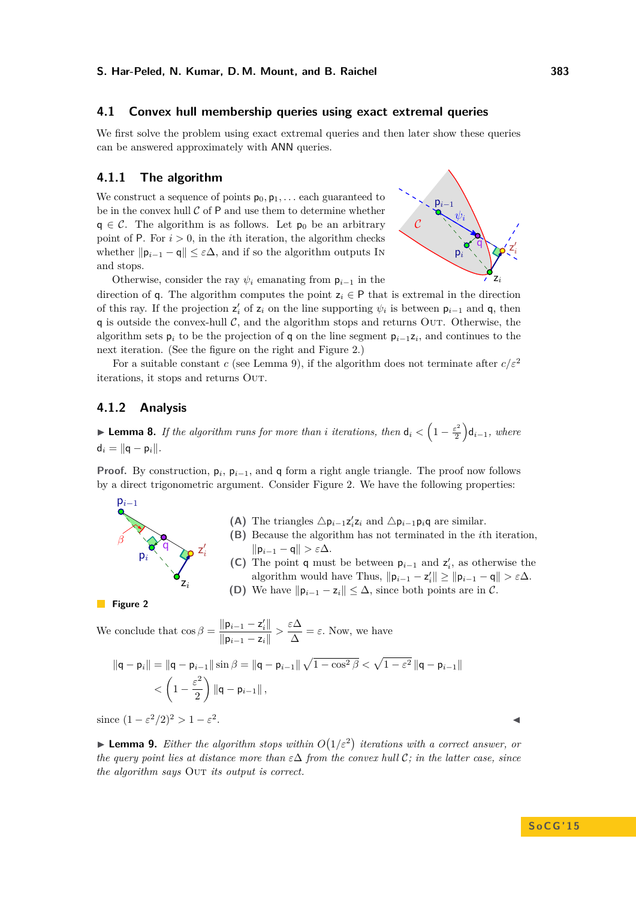## 4.1 Convex hull membership queries using exact extremal queries

We first solve the problem using exact extremal queries and then later show these queries can be answered approximately with ANN queries.

### 4.1.1 The algorithm

We construct a sequence of points $p_0, p_1, \ldots$ each guaranteed to be in the convex hull $\mathcal{C}$ of P and use them to determine whether $q \in \mathcal{C}$. The algorithm is as follows. Let $p_0$ be an arbitrary point of P. For $i > 0$, in the $i$th iteration, the algorithm checks whether $\|p_{i-1} - q\| \le \varepsilon\Delta$, and if so the algorithm outputs IN and stops.

Otherwise, consider the ray $\psi_i$ emanating from $p_{i-1}$ in the direction of q. The algorithm computes the point $z_i \in P$ that is extremal in the direction of this ray. If the projection $z_i'$ of $z_i$ on the line supporting $\psi_i$ is between $p_{i-1}$ and q, then q is outside the convex-hull $\mathcal{C}$, and the algorithm stops and returns OUT. Otherwise, the algorithm sets $p_i$ to be the projection of q on the line segment $p_{i-1}z_i$, and continues to the next iteration. (See the figure on the right and Figure 2.)

For a suitable constant $c$ (see Lemma 9), if the algorithm does not terminate after $c/\varepsilon^2$ iterations, it stops and returns OUT.

### 4.1.2 Analysis

▶ **Lemma 8.** *If the algorithm runs for more than $i$ iterations, then $d_i < \left(1 - \frac{\varepsilon^2}{2}\right) d_{i-1}$, where $d_i = \|q - p_i\|$.*

**Proof.** By construction, $p_i$, $p_{i-1}$, and q form a right angle triangle. The proof now follows by a direct trigonometric argument. Consider Figure 2. We have the following properties:

**(A)** The triangles $\triangle p_{i-1} z_i' z_i$ and $\triangle p_{i-1} p_i q$ are similar.

**(B)** Because the algorithm has not terminated in the $i$th iteration, $\|p_{i-1} - q\| > \varepsilon\Delta$.

**(C)** The point q must be between $p_{i-1}$ and $z_i'$, as otherwise the algorithm would have Thus, $\|p_{i-1} - z_i'\| \ge \|p_{i-1} - q\| > \varepsilon\Delta$.

**(D)** We have $\|p_{i-1} - z_i\| \le \Delta$, since both points are in $\mathcal{C}$.

**Figure 2**

We conclude that $\cos\beta = \dfrac{\|p_{i-1} - z_i'\|}{\|p_{i-1} - z_i\|} > \dfrac{\varepsilon\Delta}{\Delta} = \varepsilon$. Now, we have

$$\|q - p_i\| = \|q - p_{i-1}\| \sin\beta = \|q - p_{i-1}\| \sqrt{1 - \cos^2\beta} < \sqrt{1 - \varepsilon^2}\, \|q - p_{i-1}\| < \left(1 - \frac{\varepsilon^2}{2}\right) \|q - p_{i-1}\|,$$

since $(1 - \varepsilon^2/2)^2 > 1 - \varepsilon^2$. ◀

▶ **Lemma 9.** *Either the algorithm stops within $O(1/\varepsilon^2)$ iterations with a correct answer, or the query point lies at distance more than $\varepsilon\Delta$ from the convex hull $\mathcal{C}$; in the latter case, since the algorithm says OUT its output is correct.*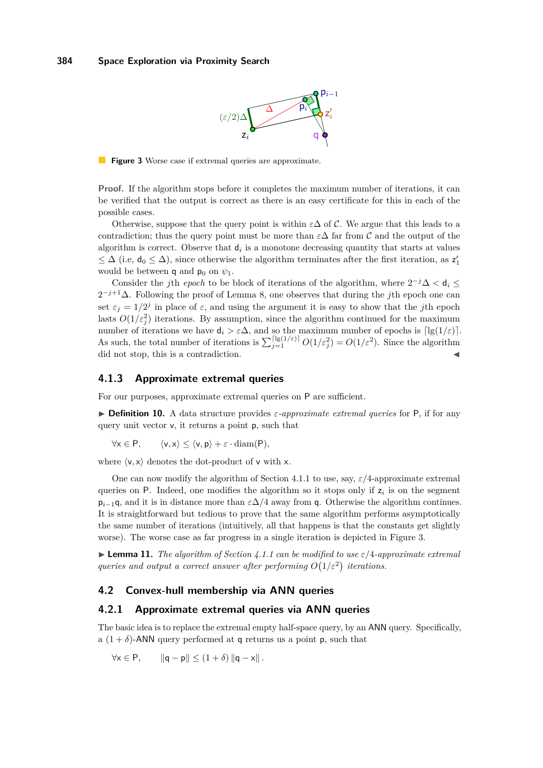**Figure 3** Worse case if extremal queries are approximate.

**Proof.** If the algorithm stops before it completes the maximum number of iterations, it can be verified that the output is correct as there is an easy certificate for this in each of the possible cases.

Otherwise, suppose that the query point is within $\varepsilon\Delta$ of $\mathcal{C}$. We argue that this leads to a contradiction; thus the query point must be more than $\varepsilon\Delta$ far from $\mathcal{C}$ and the output of the algorithm is correct. Observe that $d_i$ is a monotone decreasing quantity that starts at values $\leq \Delta$ (i.e, $d_0 \leq \Delta$), since otherwise the algorithm terminates after the first iteration, as $z'_1$ would be between $q$ and $p_0$ on $\psi_1$.

Consider the $j$th *epoch* to be block of iterations of the algorithm, where $2^{-j}\Delta < d_i \leq 2^{-j+1}\Delta$. Following the proof of Lemma 8, one observes that during the $j$th epoch one can set $\varepsilon_j = 1/2^j$ in place of $\varepsilon$, and using the argument it is easy to show that the $j$th epoch lasts $O(1/\varepsilon_j^2)$ iterations. By assumption, since the algorithm continued for the maximum number of iterations we have $d_i > \varepsilon\Delta$, and so the maximum number of epochs is $\lceil \lg(1/\varepsilon) \rceil$. As such, the total number of iterations is $\sum_{j=1}^{\lceil \lg(1/\varepsilon) \rceil} O(1/\varepsilon_j^2) = O(1/\varepsilon^2)$. Since the algorithm did not stop, this is a contradiction. ◀

### 4.1.3 Approximate extremal queries

For our purposes, approximate extremal queries on $P$ are sufficient.

▶ **Definition 10.** A data structure provides *$\varepsilon$-approximate extremal queries* for $P$, if for any query unit vector $v$, it returns a point $p$, such that

$$\forall x \in P, \qquad \langle v, x \rangle \leq \langle v, p \rangle + \varepsilon \cdot \mathrm{diam}(P),$$

where $\langle v, x \rangle$ denotes the dot-product of $v$ with $x$.

One can now modify the algorithm of Section 4.1.1 to use, say, $\varepsilon/4$-approximate extremal queries on $P$. Indeed, one modifies the algorithm so it stops only if $z_i$ is on the segment $p_{i-1}q$, and it is in distance more than $\varepsilon\Delta/4$ away from $q$. Otherwise the algorithm continues. It is straightforward but tedious to prove that the same algorithm performs asymptotically the same number of iterations (intuitively, all that happens is that the constants get slightly worse). The worse case as far progress in a single iteration is depicted in Figure 3.

▶ **Lemma 11.** *The algorithm of Section 4.1.1 can be modified to use $\varepsilon/4$-approximate extremal queries and output a correct answer after performing $O(1/\varepsilon^2)$ iterations.*

## 4.2 Convex-hull membership via ANN queries

### 4.2.1 Approximate extremal queries via ANN queries

The basic idea is to replace the extremal empty half-space query, by an ANN query. Specifically, a $(1+\delta)$-ANN query performed at $q$ returns us a point $p$, such that

$$\forall x \in P, \qquad \|q - p\| \leq (1+\delta)\,\|q - x\|\,.$$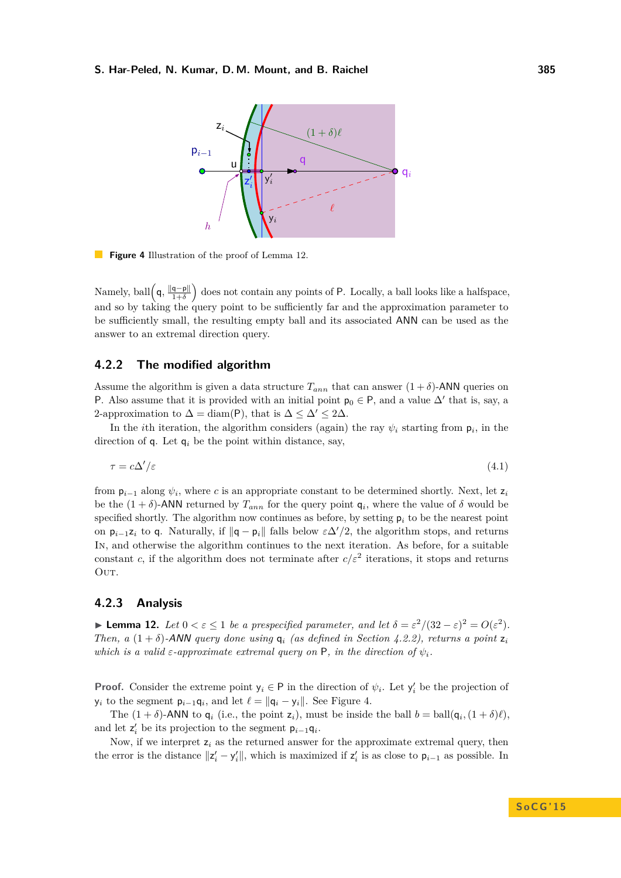**Figure 4** Illustration of the proof of Lemma 12.

Namely, $\mathrm{ball}\left(q, \frac{\|q-p\|}{1+\delta}\right)$ does not contain any points of P. Locally, a ball looks like a halfspace, and so by taking the query point to be sufficiently far and the approximation parameter to be sufficiently small, the resulting empty ball and its associated ANN can be used as the answer to an extremal direction query.

### 4.2.2 The modified algorithm

Assume the algorithm is given a data structure $T_{ann}$ that can answer $(1+\delta)$-ANN queries on P. Also assume that it is provided with an initial point $p_0 \in P$, and a value $\Delta'$ that is, say, a 2-approximation to $\Delta = \mathrm{diam}(P)$, that is $\Delta \le \Delta' \le 2\Delta$.

In the $i$th iteration, the algorithm considers (again) the ray $\psi_i$ starting from $p_i$, in the direction of q. Let $q_i$ be the point within distance, say,

$$\tau = c\Delta'/\varepsilon \tag{4.1}$$

from $p_{i-1}$ along $\psi_i$, where $c$ is an appropriate constant to be determined shortly. Next, let $z_i$ be the $(1+\delta)$-ANN returned by $T_{ann}$ for the query point $q_i$, where the value of $\delta$ would be specified shortly. The algorithm now continues as before, by setting $p_i$ to be the nearest point on $p_{i-1}z_i$ to q. Naturally, if $\|q - p_i\|$ falls below $\varepsilon\Delta'/2$, the algorithm stops, and returns In, and otherwise the algorithm continues to the next iteration. As before, for a suitable constant $c$, if the algorithm does not terminate after $c/\varepsilon^2$ iterations, it stops and returns Out.

### 4.2.3 Analysis

▶ **Lemma 12.** *Let $0 < \varepsilon \le 1$ be a prespecified parameter, and let $\delta = \varepsilon^2/(32-\varepsilon)^2 = O(\varepsilon^2)$. Then, a $(1+\delta)$-ANN query done using $q_i$ (as defined in Section 4.2.2), returns a point $z_i$ which is a valid $\varepsilon$-approximate extremal query on P, in the direction of $\psi_i$.*

**Proof.** Consider the extreme point $y_i \in P$ in the direction of $\psi_i$. Let $y'_i$ be the projection of $y_i$ to the segment $p_{i-1}q_i$, and let $\ell = \|q_i - y_i\|$. See Figure 4.

The $(1+\delta)$-ANN to $q_i$ (i.e., the point $z_i$), must be inside the ball $b = \mathrm{ball}(q_i, (1+\delta)\ell)$, and let $z'_i$ be its projection to the segment $p_{i-1}q_i$.

Now, if we interpret $z_i$ as the returned answer for the approximate extremal query, then the error is the distance $\|z'_i - y'_i\|$, which is maximized if $z'_i$ is as close to $p_{i-1}$ as possible. In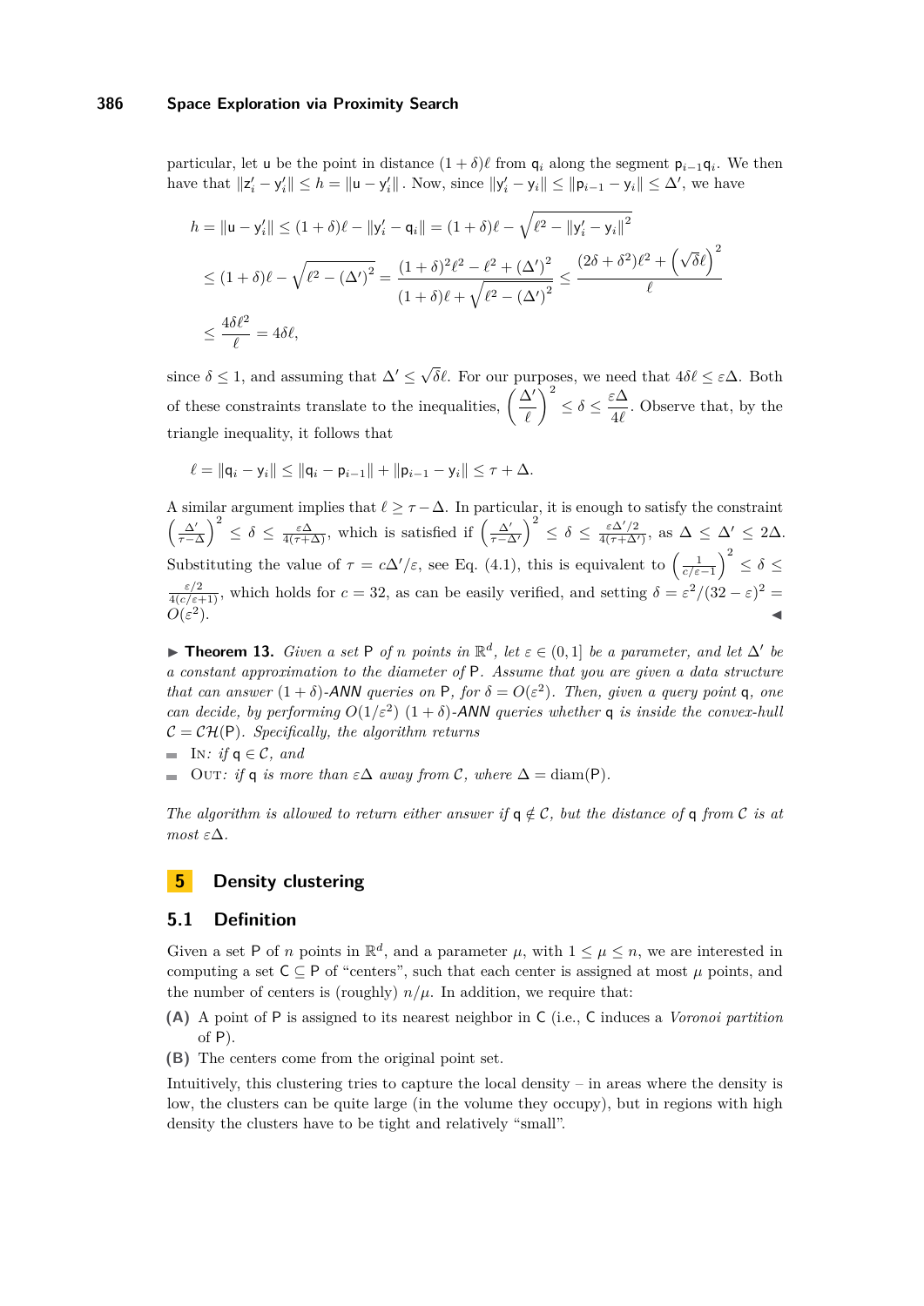particular, let $\mathsf{u}$ be the point in distance $(1+\delta)\ell$ from $\mathsf{q}_i$ along the segment $\mathsf{p}_{i-1}\mathsf{q}_i$. We then have that $\|\mathsf{z}_i' - \mathsf{y}_i'\| \leq h = \|\mathsf{u} - \mathsf{y}_i'\|$. Now, since $\|\mathsf{y}_i' - \mathsf{y}_i\| \leq \|\mathsf{p}_{i-1} - \mathsf{y}_i\| \leq \Delta'$, we have

$$
\begin{aligned}
h &= \|\mathsf{u} - \mathsf{y}_i'\| \leq (1+\delta)\ell - \|\mathsf{y}_i' - \mathsf{q}_i\| = (1+\delta)\ell - \sqrt{\ell^2 - \|\mathsf{y}_i' - \mathsf{y}_i\|^2} \\
&\leq (1+\delta)\ell - \sqrt{\ell^2 - (\Delta')^2} = \frac{(1+\delta)^2\ell^2 - \ell^2 + (\Delta')^2}{(1+\delta)\ell + \sqrt{\ell^2 - (\Delta')^2}} \leq \frac{(2\delta + \delta^2)\ell^2 + \left(\sqrt{\delta}\ell\right)^2}{\ell} \\
&\leq \frac{4\delta\ell^2}{\ell} = 4\delta\ell,
\end{aligned}
$$

since $\delta \leq 1$, and assuming that $\Delta' \leq \sqrt{\delta}\ell$. For our purposes, we need that $4\delta\ell \leq \varepsilon\Delta$. Both of these constraints translate to the inequalities, $\left(\frac{\Delta'}{\ell}\right)^2 \leq \delta \leq \frac{\varepsilon\Delta}{4\ell}$. Observe that, by the triangle inequality, it follows that

$$
\ell = \|\mathsf{q}_i - \mathsf{y}_i\| \leq \|\mathsf{q}_i - \mathsf{p}_{i-1}\| + \|\mathsf{p}_{i-1} - \mathsf{y}_i\| \leq \tau + \Delta.
$$

A similar argument implies that $\ell \geq \tau - \Delta$. In particular, it is enough to satisfy the constraint $\left(\frac{\Delta'}{\tau-\Delta}\right)^2 \leq \delta \leq \frac{\varepsilon\Delta}{4(\tau+\Delta)}$, which is satisfied if $\left(\frac{\Delta'}{\tau-\Delta'}\right)^2 \leq \delta \leq \frac{\varepsilon\Delta'/2}{4(\tau+\Delta')}$, as $\Delta \leq \Delta' \leq 2\Delta$. Substituting the value of $\tau = c\Delta'/\varepsilon$, see Eq. (4.1), this is equivalent to $\left(\frac{1}{c/\varepsilon - 1}\right)^2 \leq \delta \leq \frac{\varepsilon/2}{4(c/\varepsilon+1)}$, which holds for $c = 32$, as can be easily verified, and setting $\delta = \varepsilon^2/(32-\varepsilon)^2 = O(\varepsilon^2)$. ◀

▶ **Theorem 13.** *Given a set $\mathsf{P}$ of $n$ points in $\mathbb{R}^d$, let $\varepsilon \in (0,1]$ be a parameter, and let $\Delta'$ be a constant approximation to the diameter of $\mathsf{P}$. Assume that you are given a data structure that can answer $(1+\delta)$-ANN queries on $\mathsf{P}$, for $\delta = O(\varepsilon^2)$. Then, given a query point $\mathsf{q}$, one can decide, by performing $O(1/\varepsilon^2)$ $(1+\delta)$-ANN queries whether $\mathsf{q}$ is inside the convex-hull $\mathcal{C} = \mathcal{CH}(\mathsf{P})$. Specifically, the algorithm returns*

- In*: if $\mathsf{q} \in \mathcal{C}$, and*
- Out*: if $\mathsf{q}$ is more than $\varepsilon\Delta$ away from $\mathcal{C}$, where $\Delta = \operatorname{diam}(\mathsf{P})$.*

*The algorithm is allowed to return either answer if $\mathsf{q} \notin \mathcal{C}$, but the distance of $\mathsf{q}$ from $\mathcal{C}$ is at most $\varepsilon\Delta$.*

# 5 Density clustering

## 5.1 Definition

Given a set $\mathsf{P}$ of $n$ points in $\mathbb{R}^d$, and a parameter $\mu$, with $1 \leq \mu \leq n$, we are interested in computing a set $\mathsf{C} \subseteq \mathsf{P}$ of "centers", such that each center is assigned at most $\mu$ points, and the number of centers is (roughly) $n/\mu$. In addition, we require that:

**(A)** A point of $\mathsf{P}$ is assigned to its nearest neighbor in $\mathsf{C}$ (i.e., $\mathsf{C}$ induces a *Voronoi partition* of $\mathsf{P}$).

**(B)** The centers come from the original point set.

Intuitively, this clustering tries to capture the local density – in areas where the density is low, the clusters can be quite large (in the volume they occupy), but in regions with high density the clusters have to be tight and relatively "small".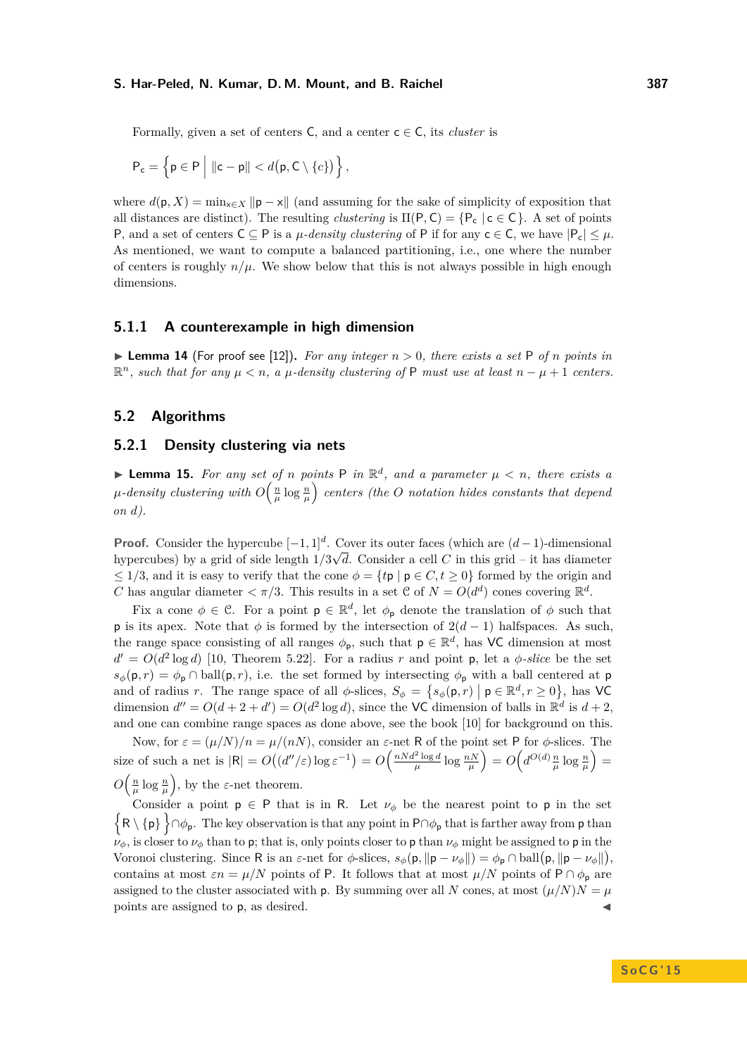Formally, given a set of centers $\mathsf{C}$, and a center $\mathsf{c} \in \mathsf{C}$, its *cluster* is

$$\mathsf{P}_\mathsf{c} = \left\{ \mathsf{p} \in \mathsf{P} \;\middle|\; \|\mathsf{c} - \mathsf{p}\| < d\big(\mathsf{p}, \mathsf{C} \setminus \{c\}\big) \right\},$$

where $d(\mathsf{p}, X) = \min_{\mathsf{x} \in X} \|\mathsf{p} - \mathsf{x}\|$ (and assuming for the sake of simplicity of exposition that all distances are distinct). The resulting *clustering* is $\Pi(\mathsf{P}, \mathsf{C}) = \{\mathsf{P}_\mathsf{c} \mid \mathsf{c} \in \mathsf{C}\}$. A set of points $\mathsf{P}$, and a set of centers $\mathsf{C} \subseteq \mathsf{P}$ is a *$\mu$-density clustering* of $\mathsf{P}$ if for any $\mathsf{c} \in \mathsf{C}$, we have $|\mathsf{P}_\mathsf{c}| \leq \mu$. As mentioned, we want to compute a balanced partitioning, i.e., one where the number of centers is roughly $n/\mu$. We show below that this is not always possible in high enough dimensions.

### 5.1.1 A counterexample in high dimension

▶ **Lemma 14** (For proof see [12]). *For any integer $n > 0$, there exists a set $\mathsf{P}$ of $n$ points in $\mathbb{R}^n$, such that for any $\mu < n$, a $\mu$-density clustering of $\mathsf{P}$ must use at least $n - \mu + 1$ centers.*

## 5.2 Algorithms

### 5.2.1 Density clustering via nets

▶ **Lemma 15.** *For any set of $n$ points $\mathsf{P}$ in $\mathbb{R}^d$, and a parameter $\mu < n$, there exists a $\mu$-density clustering with $O\left(\frac{n}{\mu} \log \frac{n}{\mu}\right)$ centers (the $O$ notation hides constants that depend on $d$).*

**Proof.** Consider the hypercube $[-1, 1]^d$. Cover its outer faces (which are $(d-1)$-dimensional hypercubes) by a grid of side length $1/3\sqrt{d}$. Consider a cell $C$ in this grid – it has diameter $\leq 1/3$, and it is easy to verify that the cone $\phi = \{t\mathsf{p} \mid \mathsf{p} \in C, t \geq 0\}$ formed by the origin and $C$ has angular diameter $< \pi/3$. This results in a set $\mathcal{C}$ of $N = O(d^d)$ cones covering $\mathbb{R}^d$.

Fix a cone $\phi \in \mathcal{C}$. For a point $\mathsf{p} \in \mathbb{R}^d$, let $\phi_\mathsf{p}$ denote the translation of $\phi$ such that $\mathsf{p}$ is its apex. Note that $\phi$ is formed by the intersection of $2(d-1)$ halfspaces. As such, the range space consisting of all ranges $\phi_\mathsf{p}$, such that $\mathsf{p} \in \mathbb{R}^d$, has VC dimension at most $d' = O(d^2 \log d)$ [10, Theorem 5.22]. For a radius $r$ and point $\mathsf{p}$, let a *$\phi$-slice* be the set $s_\phi(\mathsf{p}, r) = \phi_\mathsf{p} \cap \mathrm{ball}(\mathsf{p}, r)$, i.e. the set formed by intersecting $\phi_\mathsf{p}$ with a ball centered at $\mathsf{p}$ and of radius $r$. The range space of all $\phi$-slices, $S_\phi = \left\{ s_\phi(\mathsf{p}, r) \;\middle|\; \mathsf{p} \in \mathbb{R}^d, r \geq 0 \right\}$, has VC dimension $d'' = O(d + 2 + d') = O(d^2 \log d)$, since the VC dimension of balls in $\mathbb{R}^d$ is $d+2$, and one can combine range spaces as done above, see the book [10] for background on this.

Now, for $\varepsilon = (\mu/N)/n = \mu/(nN)$, consider an $\varepsilon$-net $\mathsf{R}$ of the point set $\mathsf{P}$ for $\phi$-slices. The size of such a net is $|\mathsf{R}| = O\big((d''/\varepsilon) \log \varepsilon^{-1}\big) = O\left(\frac{nNd^2 \log d}{\mu} \log \frac{nN}{\mu}\right) = O\left(d^{O(d)} \frac{n}{\mu} \log \frac{n}{\mu}\right) = O\left(\frac{n}{\mu} \log \frac{n}{\mu}\right)$, by the $\varepsilon$-net theorem.

Consider a point $\mathsf{p} \in \mathsf{P}$ that is in $\mathsf{R}$. Let $\nu_\phi$ be the nearest point to $\mathsf{p}$ in the set $\left\{ \mathsf{R} \setminus \{\mathsf{p}\} \right\} \cap \phi_\mathsf{p}$. The key observation is that any point in $\mathsf{P} \cap \phi_\mathsf{p}$ that is farther away from $\mathsf{p}$ than $\nu_\phi$, is closer to $\nu_\phi$ than to $\mathsf{p}$; that is, only points closer to $\mathsf{p}$ than $\nu_\phi$ might be assigned to $\mathsf{p}$ in the Voronoi clustering. Since $\mathsf{R}$ is an $\varepsilon$-net for $\phi$-slices, $s_\phi(\mathsf{p}, \|\mathsf{p} - \nu_\phi\|) = \phi_\mathsf{p} \cap \mathrm{ball}(\mathsf{p}, \|\mathsf{p} - \nu_\phi\|)$, contains at most $\varepsilon n = \mu/N$ points of $\mathsf{P}$. It follows that at most $\mu/N$ points of $\mathsf{P} \cap \phi_\mathsf{p}$ are assigned to the cluster associated with $\mathsf{p}$. By summing over all $N$ cones, at most $(\mu/N)N = \mu$ points are assigned to $\mathsf{p}$, as desired. ◀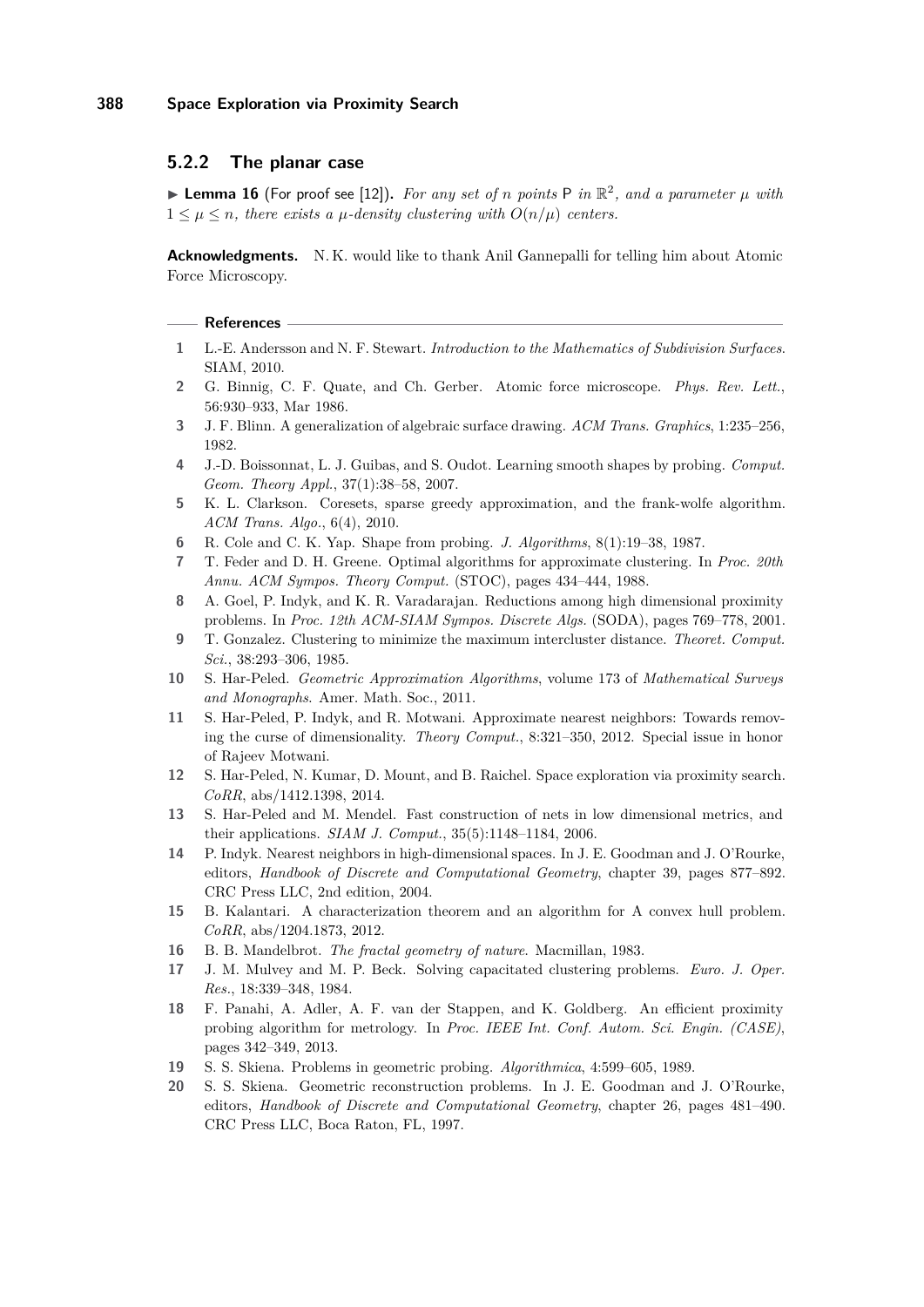### 5.2.2 The planar case

▶ **Lemma 16** (For proof see [12])**.** *For any set of $n$ points $\mathsf{P}$ in $\mathbb{R}^2$, and a parameter $\mu$ with $1 \leq \mu \leq n$, there exists a $\mu$-density clustering with $O(n/\mu)$ centers.*

**Acknowledgments.** N. K. would like to thank Anil Gannepalli for telling him about Atomic Force Microscopy.

#### References

1. L.-E. Andersson and N. F. Stewart. *Introduction to the Mathematics of Subdivision Surfaces*. SIAM, 2010.
2. G. Binnig, C. F. Quate, and Ch. Gerber. Atomic force microscope. *Phys. Rev. Lett.*, 56:930–933, Mar 1986.
3. J. F. Blinn. A generalization of algebraic surface drawing. *ACM Trans. Graphics*, 1:235–256, 1982.
4. J.-D. Boissonnat, L. J. Guibas, and S. Oudot. Learning smooth shapes by probing. *Comput. Geom. Theory Appl.*, 37(1):38–58, 2007.
5. K. L. Clarkson. Coresets, sparse greedy approximation, and the frank-wolfe algorithm. *ACM Trans. Algo.*, 6(4), 2010.
6. R. Cole and C. K. Yap. Shape from probing. *J. Algorithms*, 8(1):19–38, 1987.
7. T. Feder and D. H. Greene. Optimal algorithms for approximate clustering. In *Proc. 20th Annu. ACM Sympos. Theory Comput.* (STOC), pages 434–444, 1988.
8. A. Goel, P. Indyk, and K. R. Varadarajan. Reductions among high dimensional proximity problems. In *Proc. 12th ACM-SIAM Sympos. Discrete Algs.* (SODA), pages 769–778, 2001.
9. T. Gonzalez. Clustering to minimize the maximum intercluster distance. *Theoret. Comput. Sci.*, 38:293–306, 1985.
10. S. Har-Peled. *Geometric Approximation Algorithms*, volume 173 of *Mathematical Surveys and Monographs*. Amer. Math. Soc., 2011.
11. S. Har-Peled, P. Indyk, and R. Motwani. Approximate nearest neighbors: Towards removing the curse of dimensionality. *Theory Comput.*, 8:321–350, 2012. Special issue in honor of Rajeev Motwani.
12. S. Har-Peled, N. Kumar, D. Mount, and B. Raichel. Space exploration via proximity search. *CoRR*, abs/1412.1398, 2014.
13. S. Har-Peled and M. Mendel. Fast construction of nets in low dimensional metrics, and their applications. *SIAM J. Comput.*, 35(5):1148–1184, 2006.
14. P. Indyk. Nearest neighbors in high-dimensional spaces. In J. E. Goodman and J. O'Rourke, editors, *Handbook of Discrete and Computational Geometry*, chapter 39, pages 877–892. CRC Press LLC, 2nd edition, 2004.
15. B. Kalantari. A characterization theorem and an algorithm for A convex hull problem. *CoRR*, abs/1204.1873, 2012.
16. B. B. Mandelbrot. *The fractal geometry of nature*. Macmillan, 1983.
17. J. M. Mulvey and M. P. Beck. Solving capacitated clustering problems. *Euro. J. Oper. Res.*, 18:339–348, 1984.
18. F. Panahi, A. Adler, A. F. van der Stappen, and K. Goldberg. An efficient proximity probing algorithm for metrology. In *Proc. IEEE Int. Conf. Autom. Sci. Engin. (CASE)*, pages 342–349, 2013.
19. S. S. Skiena. Problems in geometric probing. *Algorithmica*, 4:599–605, 1989.
20. S. S. Skiena. Geometric reconstruction problems. In J. E. Goodman and J. O'Rourke, editors, *Handbook of Discrete and Computational Geometry*, chapter 26, pages 481–490. CRC Press LLC, Boca Raton, FL, 1997.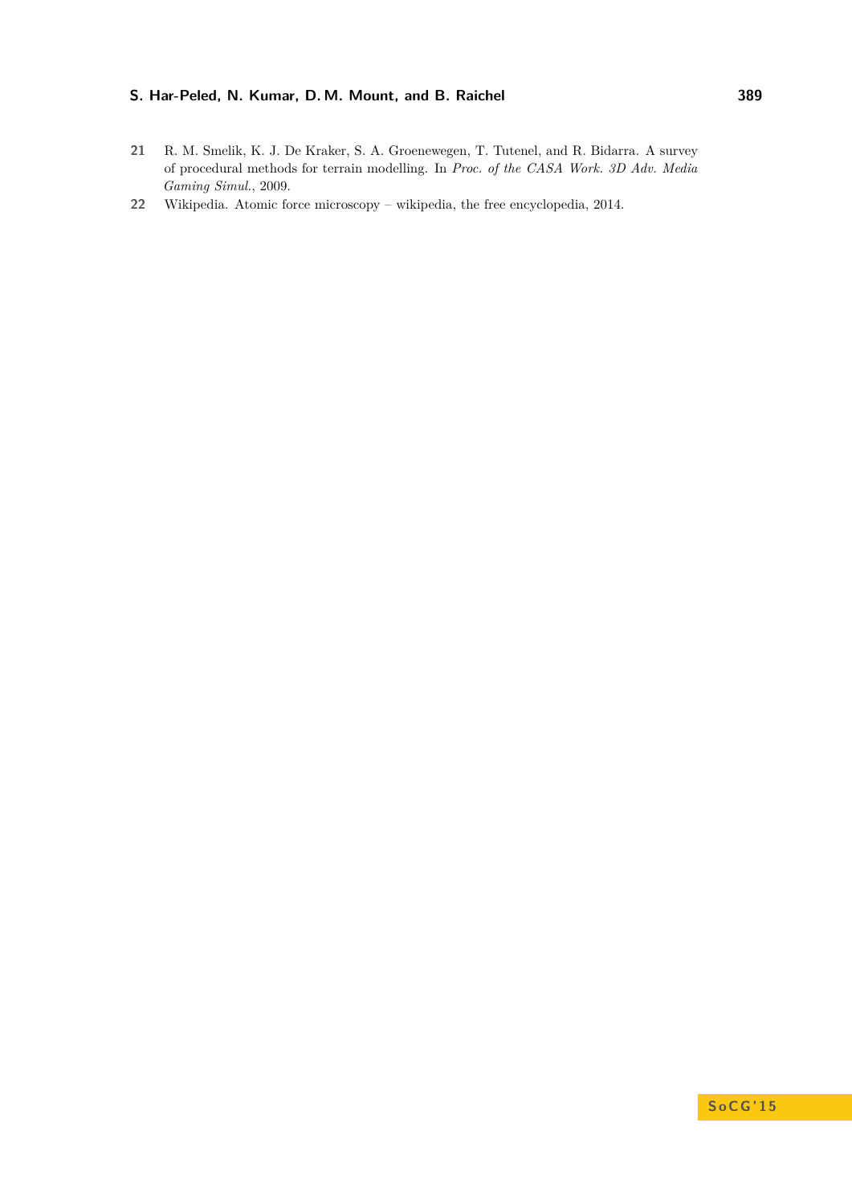21 R. M. Smelik, K. J. De Kraker, S. A. Groenewegen, T. Tutenel, and R. Bidarra. A survey of procedural methods for terrain modelling. In *Proc. of the CASA Work. 3D Adv. Media Gaming Simul.*, 2009.

22 Wikipedia. Atomic force microscopy – wikipedia, the free encyclopedia, 2014.